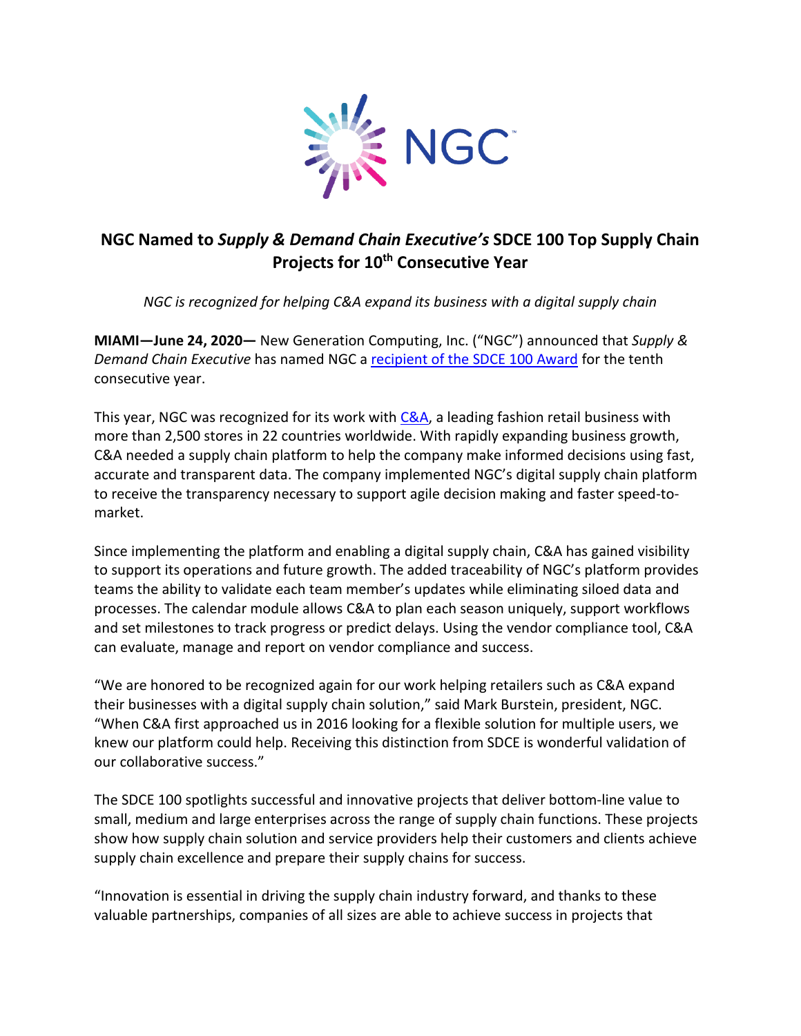# NGC Named to *Supply & Demand Chain Executive's* SDCE 100 Top Supply Chain Projects for 10th Consecutive Year

*NGC is recognized for helping C&A expand its business with a digital supply chain*

**MIAMI—June 24, 2020—** New Generation Computing, Inc. ("NGC") announced that *Supply & Demand Chain Executive* has named NGC a recipient of the SDCE 100 Award for the tenth consecutive year.

This year, NGC was recognized for its work with C&A, a leading fashion retail business with more than 2,500 stores in 22 countries worldwide. With rapidly expanding business growth, C&A needed a supply chain platform to help the company make informed decisions using fast, accurate and transparent data. The company implemented NGC's digital supply chain platform to receive the transparency necessary to support agile decision making and faster speed-to-market.

Since implementing the platform and enabling a digital supply chain, C&A has gained visibility to support its operations and future growth. The added traceability of NGC's platform provides teams the ability to validate each team member's updates while eliminating siloed data and processes. The calendar module allows C&A to plan each season uniquely, support workflows and set milestones to track progress or predict delays. Using the vendor compliance tool, C&A can evaluate, manage and report on vendor compliance and success.

"We are honored to be recognized again for our work helping retailers such as C&A expand their businesses with a digital supply chain solution," said Mark Burstein, president, NGC. "When C&A first approached us in 2016 looking for a flexible solution for multiple users, we knew our platform could help. Receiving this distinction from SDCE is wonderful validation of our collaborative success."

The SDCE 100 spotlights successful and innovative projects that deliver bottom-line value to small, medium and large enterprises across the range of supply chain functions. These projects show how supply chain solution and service providers help their customers and clients achieve supply chain excellence and prepare their supply chains for success.

"Innovation is essential in driving the supply chain industry forward, and thanks to these valuable partnerships, companies of all sizes are able to achieve success in projects that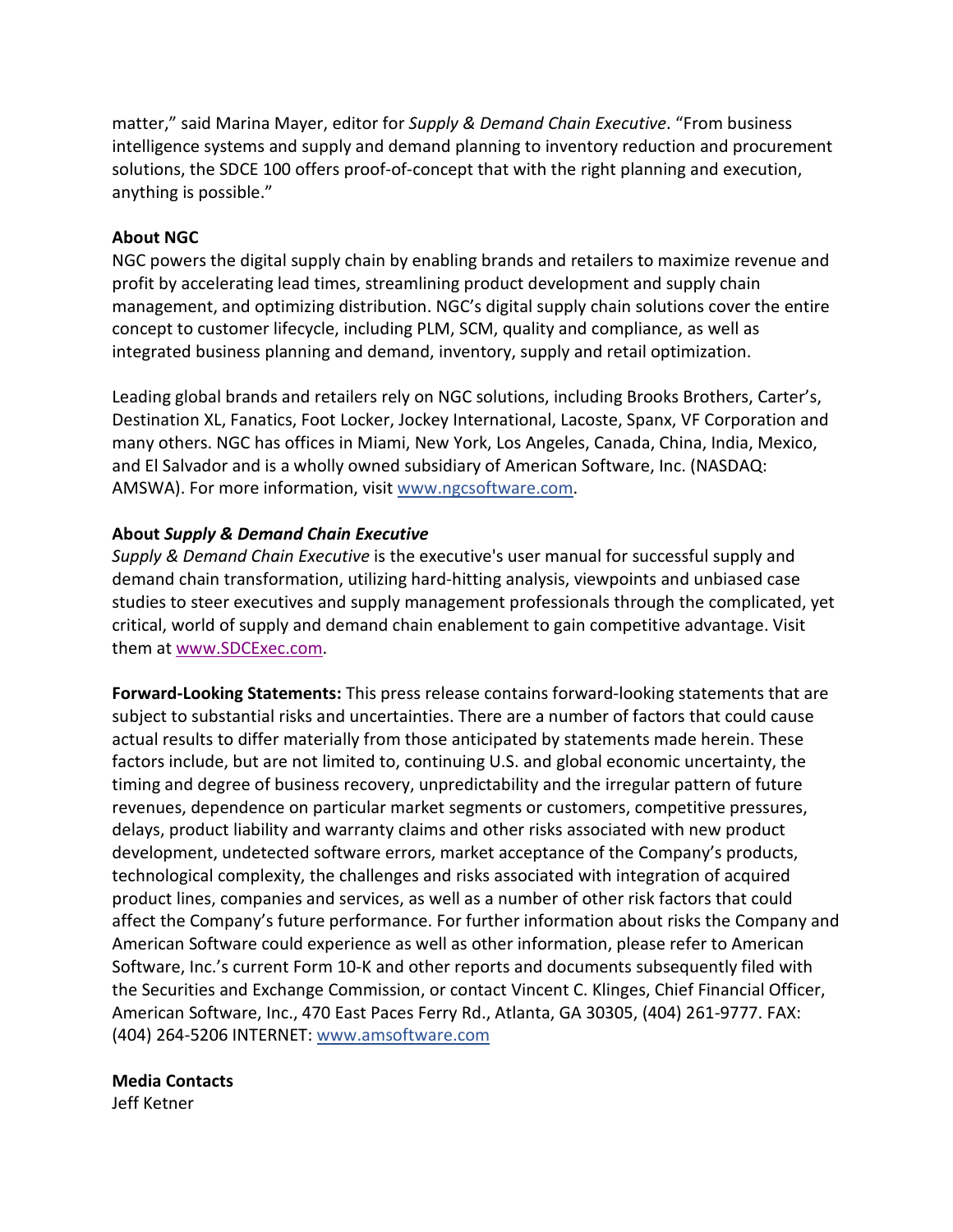matter," said Marina Mayer, editor for *Supply & Demand Chain Executive*. "From business intelligence systems and supply and demand planning to inventory reduction and procurement solutions, the SDCE 100 offers proof-of-concept that with the right planning and execution, anything is possible."

**About NGC**

NGC powers the digital supply chain by enabling brands and retailers to maximize revenue and profit by accelerating lead times, streamlining product development and supply chain management, and optimizing distribution. NGC's digital supply chain solutions cover the entire concept to customer lifecycle, including PLM, SCM, quality and compliance, as well as integrated business planning and demand, inventory, supply and retail optimization.

Leading global brands and retailers rely on NGC solutions, including Brooks Brothers, Carter's, Destination XL, Fanatics, Foot Locker, Jockey International, Lacoste, Spanx, VF Corporation and many others. NGC has offices in Miami, New York, Los Angeles, Canada, China, India, Mexico, and El Salvador and is a wholly owned subsidiary of American Software, Inc. (NASDAQ: AMSWA). For more information, visit [www.ngcsoftware.com](www.ngcsoftware.com).

**About *Supply & Demand Chain Executive***

*Supply & Demand Chain Executive* is the executive's user manual for successful supply and demand chain transformation, utilizing hard-hitting analysis, viewpoints and unbiased case studies to steer executives and supply management professionals through the complicated, yet critical, world of supply and demand chain enablement to gain competitive advantage. Visit them at [www.SDCExec.com](www.SDCExec.com).

**Forward-Looking Statements:** This press release contains forward-looking statements that are subject to substantial risks and uncertainties. There are a number of factors that could cause actual results to differ materially from those anticipated by statements made herein. These factors include, but are not limited to, continuing U.S. and global economic uncertainty, the timing and degree of business recovery, unpredictability and the irregular pattern of future revenues, dependence on particular market segments or customers, competitive pressures, delays, product liability and warranty claims and other risks associated with new product development, undetected software errors, market acceptance of the Company's products, technological complexity, the challenges and risks associated with integration of acquired product lines, companies and services, as well as a number of other risk factors that could affect the Company's future performance. For further information about risks the Company and American Software could experience as well as other information, please refer to American Software, Inc.'s current Form 10-K and other reports and documents subsequently filed with the Securities and Exchange Commission, or contact Vincent C. Klinges, Chief Financial Officer, American Software, Inc., 470 East Paces Ferry Rd., Atlanta, GA 30305, (404) 261-9777. FAX: (404) 264-5206 INTERNET: [www.amsoftware.com](www.amsoftware.com)

**Media Contacts**

Jeff Ketner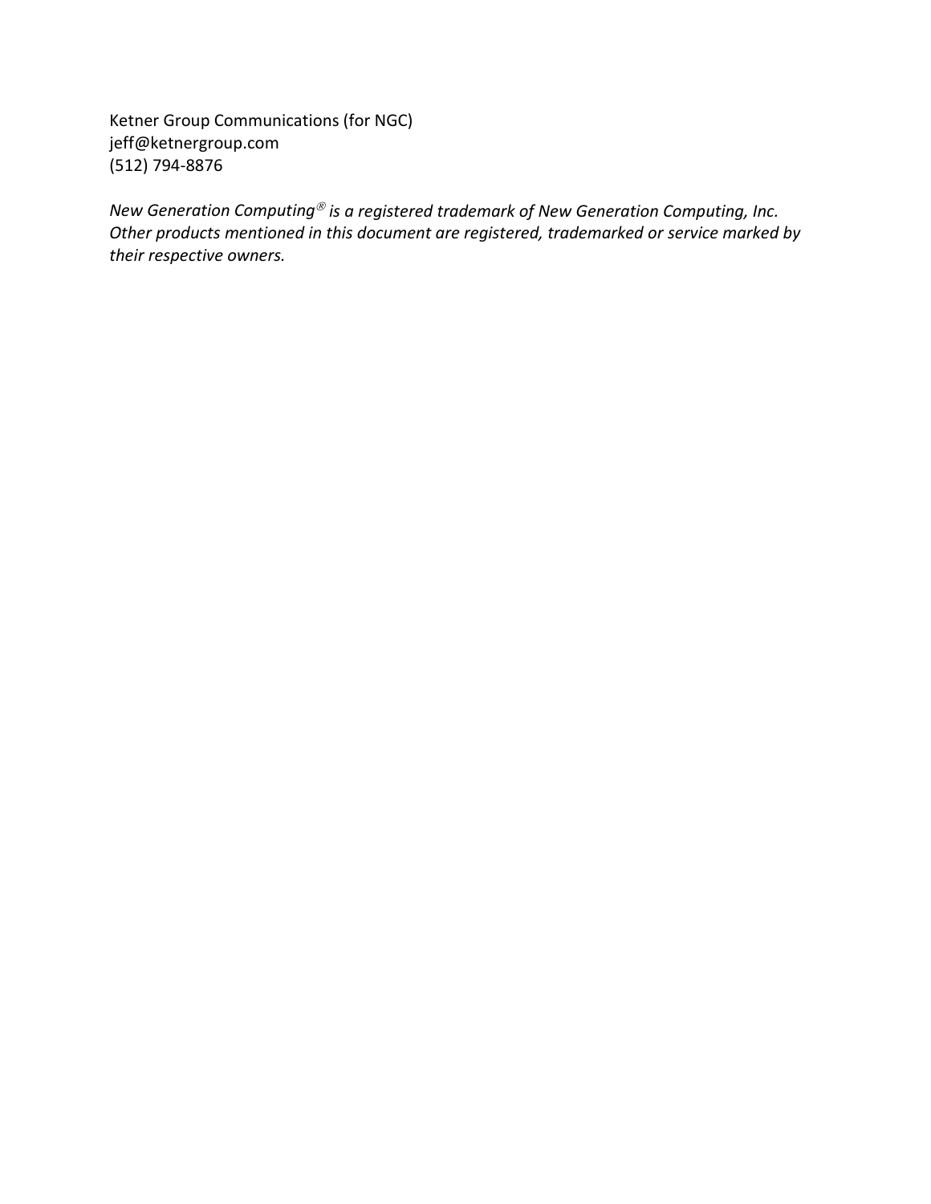Ketner Group Communications (for NGC)
jeff@ketnergroup.com
(512) 794-8876

*New Generation Computing® is a registered trademark of New Generation Computing, Inc. Other products mentioned in this document are registered, trademarked or service marked by their respective owners.*